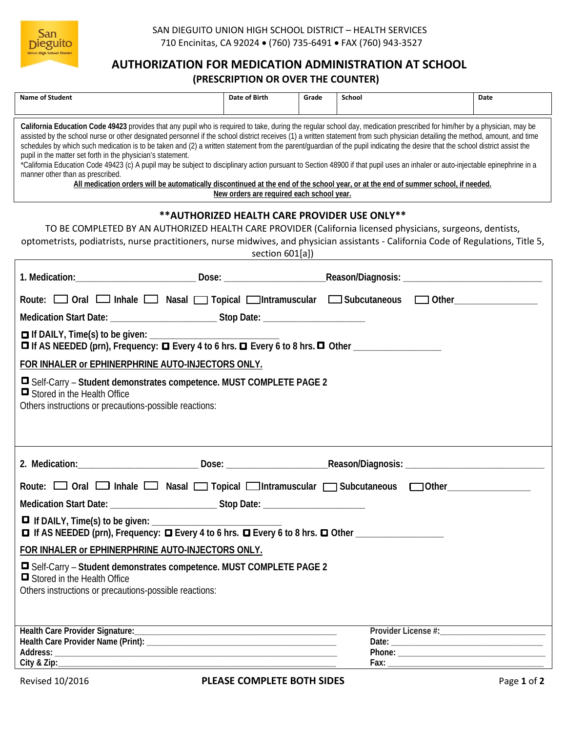SAN DIEGUITO UNION HIGH SCHOOL DISTRICT – HEALTH SERVICES
710 Encinitas, CA 92024 • (760) 735-6491 • FAX (760) 943-3527

# AUTHORIZATION FOR MEDICATION ADMINISTRATION AT SCHOOL

## (PRESCRIPTION OR OVER THE COUNTER)

| Name of Student | Date of Birth | Grade | School | Date |
|---|---|---|---|---|
| | | | | |

**California Education Code 49423** provides that any pupil who is required to take, during the regular school day, medication prescribed for him/her by a physician, may be assisted by the school nurse or other designated personnel if the school district receives (1) a written statement from such physician detailing the method, amount, and time schedules by which such medication is to be taken and (2) a written statement from the parent/guardian of the pupil indicating the desire that the school district assist the pupil in the matter set forth in the physician's statement.
*California Education Code 49423 (c) A pupil may be subject to disciplinary action pursuant to Section 48900 if that pupil uses an inhaler or auto-injectable epinephrine in a manner other than as prescribed.

**All medication orders will be automatically discontinued at the end of the school year, or at the end of summer school, if needed.**
**New orders are required each school year.**

### **AUTHORIZED HEALTH CARE PROVIDER USE ONLY**

TO BE COMPLETED BY AN AUTHORIZED HEALTH CARE PROVIDER (California licensed physicians, surgeons, dentists, optometrists, podiatrists, nurse practitioners, nurse midwives, and physician assistants - California Code of Regulations, Title 5, section 601[a])

**1. Medication:**_________________________ **Dose:** _____________________ **Reason/Diagnosis:** ______________________________

**Route:** ☐ **Oral** ☐ **Inhale** ☐ **Nasal** ☐ **Topical** ☐ **Intramuscular** ☐ **Subcutaneous** ☐ **Other**_________________

**Medication Start Date:** ______________________ **Stop Date:** _____________________

☐ **If DAILY, Time(s) to be given:** ___________________________
☐ **If AS NEEDED (prn), Frequency:** ☐ **Every 4 to 6 hrs.** ☐ **Every 6 to 8 hrs.** ☐ **Other** __________________

**FOR INHALER or EPHINERPHRINE AUTO-INJECTORS ONLY.**

☐ Self-Carry – **Student demonstrates competence. MUST COMPLETE PAGE 2**
☐ Stored in the Health Office
Others instructions or precautions-possible reactions:

**2. Medication:**_________________________ **Dose:** _____________________ **Reason/Diagnosis:** ______________________________

**Route:** ☐ **Oral** ☐ **Inhale** ☐ **Nasal** ☐ **Topical** ☐ **Intramuscular** ☐ **Subcutaneous** ☐ **Other**_________________

**Medication Start Date:** ______________________ **Stop Date:** _____________________

☐ **If DAILY, Time(s) to be given:** ___________________________
☐ **If AS NEEDED (prn), Frequency:** ☐ **Every 4 to 6 hrs.** ☐ **Every 6 to 8 hrs.** ☐ **Other** __________________

**FOR INHALER or EPHINERPHRINE AUTO-INJECTORS ONLY.**

☐ Self-Carry – **Student demonstrates competence. MUST COMPLETE PAGE 2**
☐ Stored in the Health Office
Others instructions or precautions-possible reactions:

| | |
|---|---|
| **Health Care Provider Signature:**_______________________________ | **Provider License #:**_______________________ |
| **Health Care Provider Name (Print):** ___________________________ | **Date:** _______________________________ |
| **Address:** _________________________________________________ | **Phone:** ______________________________ |
| **City & Zip:**_______________________________________________ | **Fax:** ________________________________ |

Revised 10/2016

**PLEASE COMPLETE BOTH SIDES**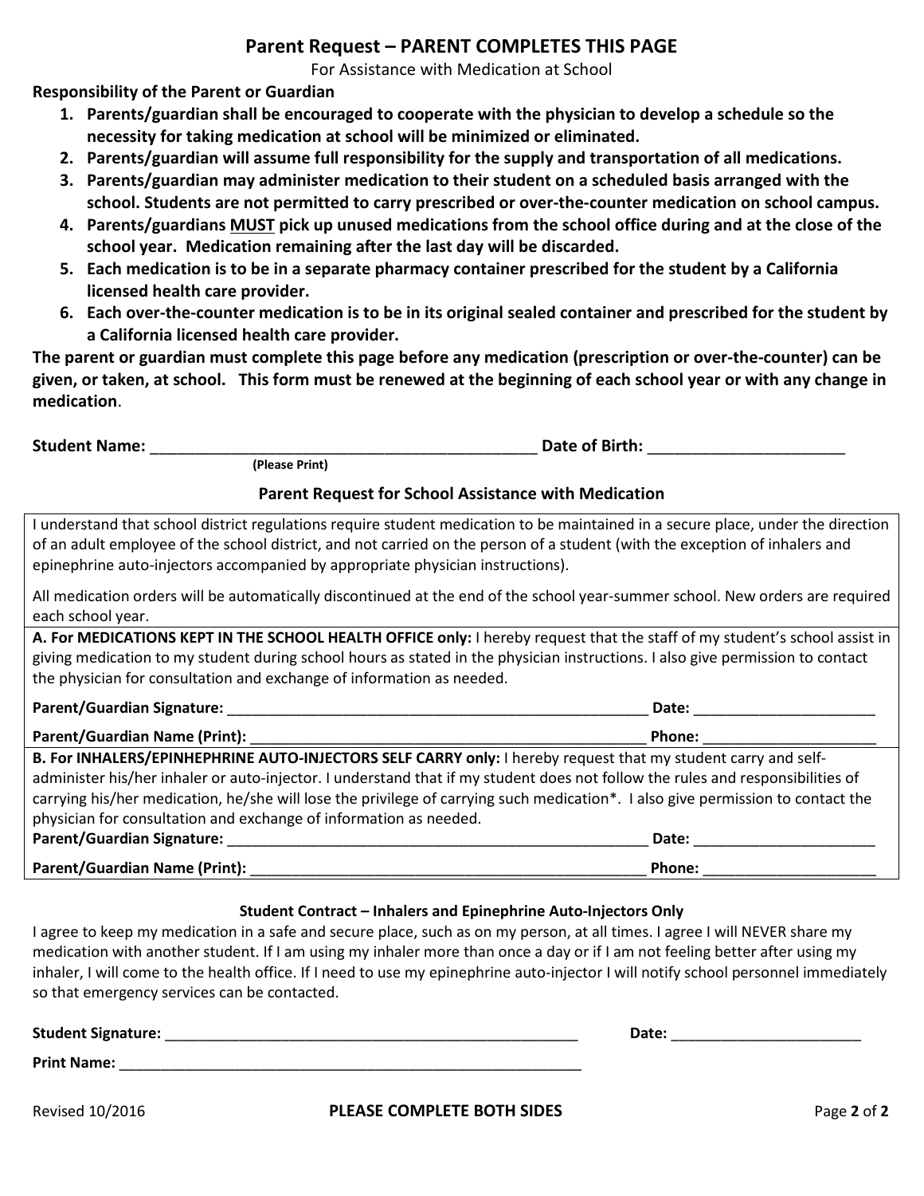# Parent Request – PARENT COMPLETES THIS PAGE

For Assistance with Medication at School

**Responsibility of the Parent or Guardian**

1. **Parents/guardian shall be encouraged to cooperate with the physician to develop a schedule so the necessity for taking medication at school will be minimized or eliminated.**
2. **Parents/guardian will assume full responsibility for the supply and transportation of all medications.**
3. **Parents/guardian may administer medication to their student on a scheduled basis arranged with the school. Students are not permitted to carry prescribed or over-the-counter medication on school campus.**
4. **Parents/guardians <u>MUST</u> pick up unused medications from the school office during and at the close of the school year. Medication remaining after the last day will be discarded.**
5. **Each medication is to be in a separate pharmacy container prescribed for the student by a California licensed health care provider.**
6. **Each over-the-counter medication is to be in its original sealed container and prescribed for the student by a California licensed health care provider.**

**The parent or guardian must complete this page before any medication (prescription or over-the-counter) can be given, or taken, at school. This form must be renewed at the beginning of each school year or with any change in medication**.

**Student Name:** ____________________________________________ **Date of Birth:** ______________________
**(Please Print)**

### Parent Request for School Assistance with Medication

I understand that school district regulations require student medication to be maintained in a secure place, under the direction of an adult employee of the school district, and not carried on the person of a student (with the exception of inhalers and epinephrine auto-injectors accompanied by appropriate physician instructions).

All medication orders will be automatically discontinued at the end of the school year-summer school. New orders are required each school year.

**A. For MEDICATIONS KEPT IN THE SCHOOL HEALTH OFFICE only:** I hereby request that the staff of my student's school assist in giving medication to my student during school hours as stated in the physician instructions. I also give permission to contact the physician for consultation and exchange of information as needed.

**Parent/Guardian Signature:** ______________________________________________________ **Date:** ______________________

**Parent/Guardian Name (Print):** ___________________________________________________ **Phone:** _____________________

**B. For INHALERS/EPINHEPHRINE AUTO-INJECTORS SELF CARRY only:** I hereby request that my student carry and self-administer his/her inhaler or auto-injector. I understand that if my student does not follow the rules and responsibilities of carrying his/her medication, he/she will lose the privilege of carrying such medication*. I also give permission to contact the physician for consultation and exchange of information as needed.

**Parent/Guardian Signature:** ______________________________________________________ **Date:** ______________________

**Parent/Guardian Name (Print):** ___________________________________________________ **Phone:** _____________________

### Student Contract – Inhalers and Epinephrine Auto-Injectors Only

I agree to keep my medication in a safe and secure place, such as on my person, at all times. I agree I will NEVER share my medication with another student. If I am using my inhaler more than once a day or if I am not feeling better after using my inhaler, I will come to the health office. If I need to use my epinephrine auto-injector I will notify school personnel immediately so that emergency services can be contacted.

**Student Signature:** ______________________________________________________ **Date:** ________________________

**Print Name:** ___________________________________________________________

Revised 10/2016

**PLEASE COMPLETE BOTH SIDES**